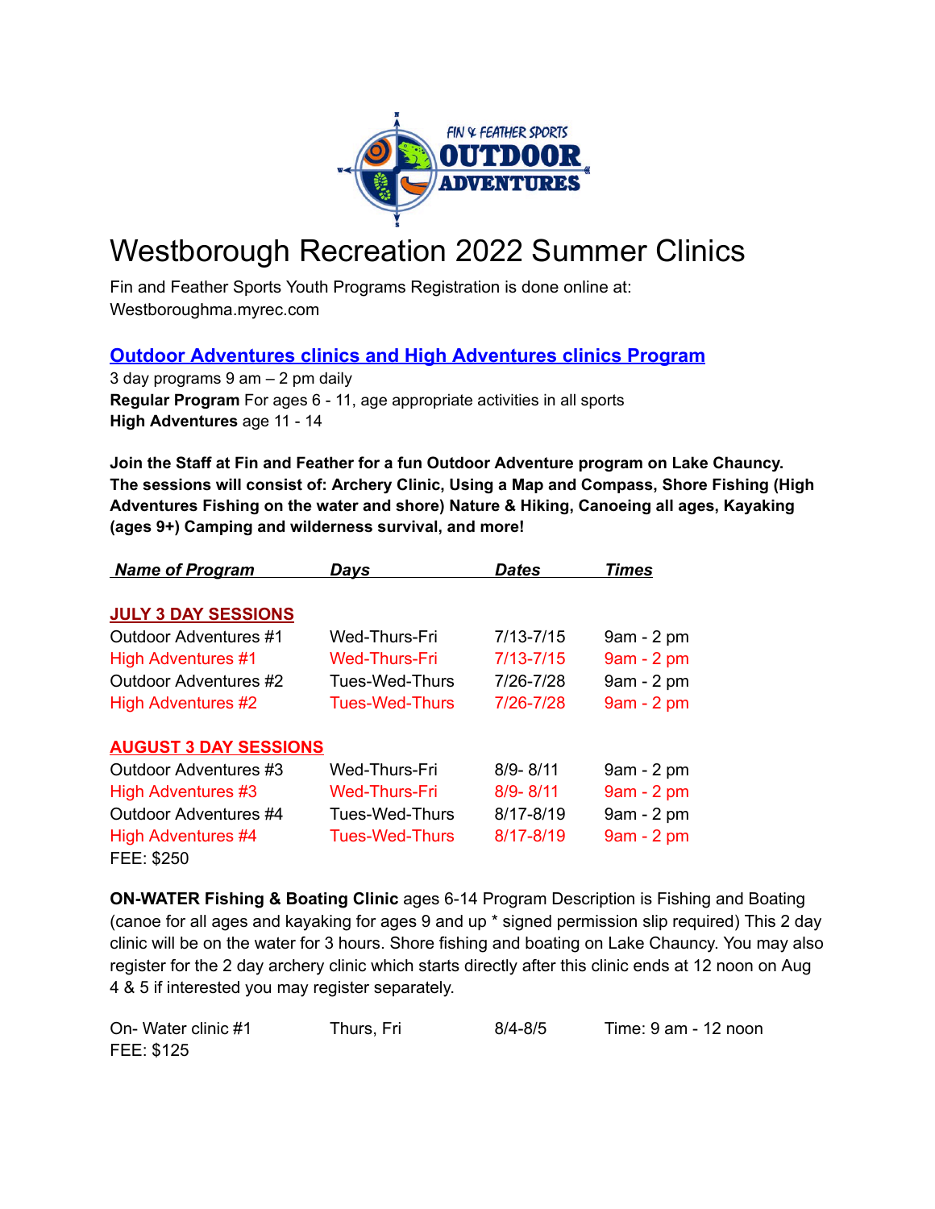# Westborough Recreation 2022 Summer Clinics

Fin and Feather Sports Youth Programs Registration is done online at: Westboroughma.myrec.com

## Outdoor Adventures clinics and High Adventures clinics Program

3 day programs 9 am – 2 pm daily

**Regular Program** For ages 6 - 11, age appropriate activities in all sports

**High Adventures** age 11 - 14

**Join the Staff at Fin and Feather for a fun Outdoor Adventure program on Lake Chauncy. The sessions will consist of: Archery Clinic, Using a Map and Compass, Shore Fishing (High Adventures Fishing on the water and shore) Nature & Hiking, Canoeing all ages, Kayaking (ages 9+) Camping and wilderness survival, and more!**

| ***Name of Program*** | ***Days*** | ***Dates*** | ***Times*** |
|---|---|---|---|
| **JULY 3 DAY SESSIONS** | | | |
| Outdoor Adventures #1 | Wed-Thurs-Fri | 7/13-7/15 | 9am - 2 pm |
| High Adventures #1 | Wed-Thurs-Fri | 7/13-7/15 | 9am - 2 pm |
| Outdoor Adventures #2 | Tues-Wed-Thurs | 7/26-7/28 | 9am - 2 pm |
| High Adventures #2 | Tues-Wed-Thurs | 7/26-7/28 | 9am - 2 pm |
| **AUGUST 3 DAY SESSIONS** | | | |
| Outdoor Adventures #3 | Wed-Thurs-Fri | 8/9- 8/11 | 9am - 2 pm |
| High Adventures #3 | Wed-Thurs-Fri | 8/9- 8/11 | 9am - 2 pm |
| Outdoor Adventures #4 | Tues-Wed-Thurs | 8/17-8/19 | 9am - 2 pm |
| High Adventures #4 | Tues-Wed-Thurs | 8/17-8/19 | 9am - 2 pm |

FEE: $250

**ON-WATER Fishing & Boating Clinic** ages 6-14 Program Description is Fishing and Boating (canoe for all ages and kayaking for ages 9 and up * signed permission slip required) This 2 day clinic will be on the water for 3 hours. Shore fishing and boating on Lake Chauncy. You may also register for the 2 day archery clinic which starts directly after this clinic ends at 12 noon on Aug 4 & 5 if interested you may register separately.

| | | | |
|---|---|---|---|
| On- Water clinic #1 | Thurs, Fri | 8/4-8/5 | Time: 9 am - 12 noon |

FEE: $125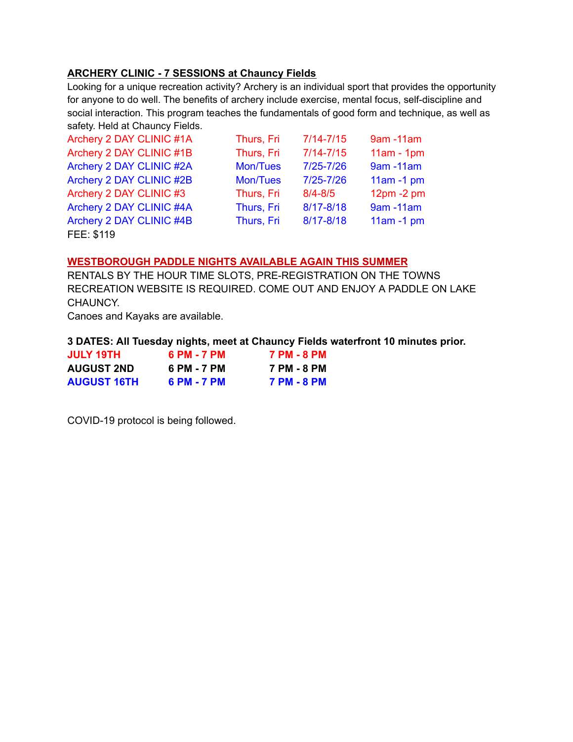**ARCHERY CLINIC - 7 SESSIONS at Chauncy Fields**

Looking for a unique recreation activity? Archery is an individual sport that provides the opportunity for anyone to do well. The benefits of archery include exercise, mental focus, self-discipline and social interaction. This program teaches the fundamentals of good form and technique, as well as safety. Held at Chauncy Fields.

| | | | |
|---|---|---|---|
| Archery 2 DAY CLINIC #1A | Thurs, Fri | 7/14-7/15 | 9am -11am |
| Archery 2 DAY CLINIC #1B | Thurs, Fri | 7/14-7/15 | 11am - 1pm |
| Archery 2 DAY CLINIC #2A | Mon/Tues | 7/25-7/26 | 9am -11am |
| Archery 2 DAY CLINIC #2B | Mon/Tues | 7/25-7/26 | 11am -1 pm |
| Archery 2 DAY CLINIC #3 | Thurs, Fri | 8/4-8/5 | 12pm -2 pm |
| Archery 2 DAY CLINIC #4A | Thurs, Fri | 8/17-8/18 | 9am -11am |
| Archery 2 DAY CLINIC #4B | Thurs, Fri | 8/17-8/18 | 11am -1 pm |

FEE: $119

**WESTBOROUGH PADDLE NIGHTS AVAILABLE AGAIN THIS SUMMER**

RENTALS BY THE HOUR TIME SLOTS, PRE-REGISTRATION ON THE TOWNS RECREATION WEBSITE IS REQUIRED. COME OUT AND ENJOY A PADDLE ON LAKE CHAUNCY.

Canoes and Kayaks are available.

**3 DATES: All Tuesday nights, meet at Chauncy Fields waterfront 10 minutes prior.**

| | | |
|---|---|---|
| **JULY 19TH** | **6 PM - 7 PM** | **7 PM - 8 PM** |
| **AUGUST 2ND** | **6 PM - 7 PM** | **7 PM - 8 PM** |
| **AUGUST 16TH** | **6 PM - 7 PM** | **7 PM - 8 PM** |

COVID-19 protocol is being followed.